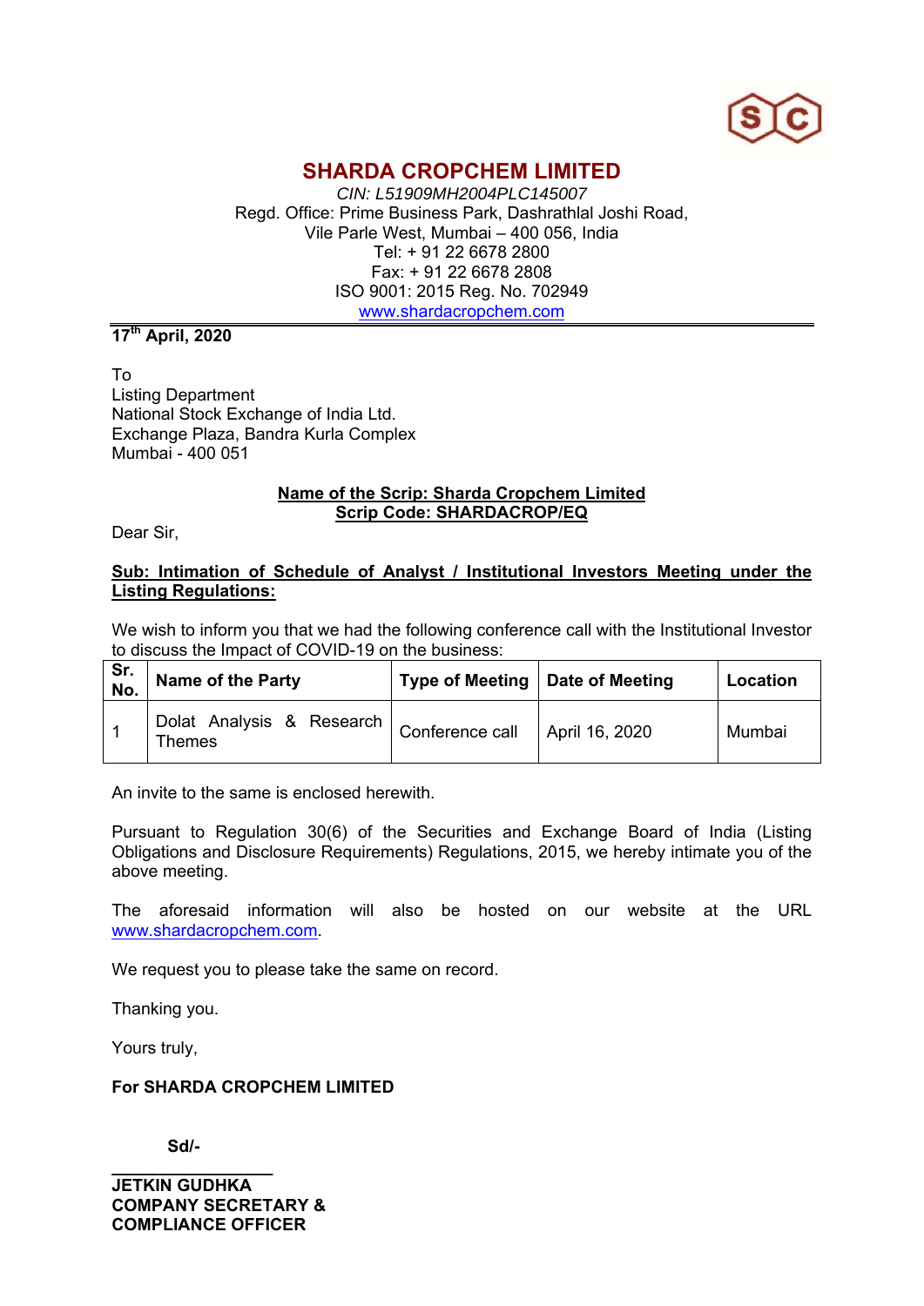# SHARDA CROPCHEM LIMITED

*CIN: L51909MH2004PLC145007*
Regd. Office: Prime Business Park, Dashrathlal Joshi Road,
Vile Parle West, Mumbai – 400 056, India
Tel: + 91 22 6678 2800
Fax: + 91 22 6678 2808
ISO 9001: 2015 Reg. No. 702949
www.shardacropchem.com

**17th April, 2020**

To
Listing Department
National Stock Exchange of India Ltd.
Exchange Plaza, Bandra Kurla Complex
Mumbai - 400 051

**Name of the Scrip: Sharda Cropchem Limited**
**Scrip Code: SHARDACROP/EQ**

Dear Sir,

**Sub: Intimation of Schedule of Analyst / Institutional Investors Meeting under the Listing Regulations:**

We wish to inform you that we had the following conference call with the Institutional Investor to discuss the Impact of COVID-19 on the business:

| Sr. No. | Name of the Party | Type of Meeting | Date of Meeting | Location |
|---|---|---|---|---|
| 1 | Dolat Analysis & Research Themes | Conference call | April 16, 2020 | Mumbai |

An invite to the same is enclosed herewith.

Pursuant to Regulation 30(6) of the Securities and Exchange Board of India (Listing Obligations and Disclosure Requirements) Regulations, 2015, we hereby intimate you of the above meeting.

The aforesaid information will also be hosted on our website at the URL www.shardacropchem.com.

We request you to please take the same on record.

Thanking you.

Yours truly,

**For SHARDA CROPCHEM LIMITED**

**Sd/-**

**JETKIN GUDHKA**
**COMPANY SECRETARY &**
**COMPLIANCE OFFICER**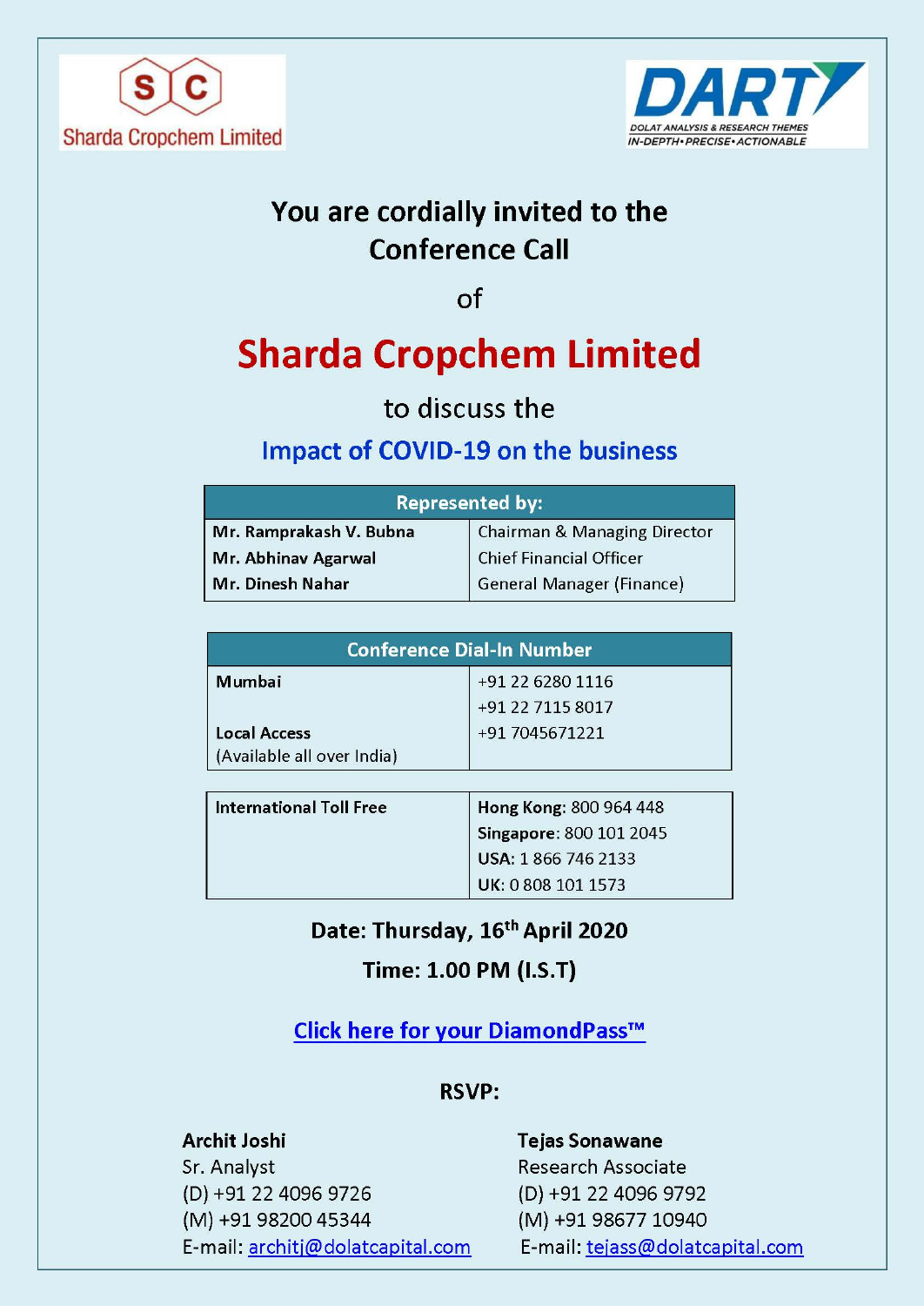Sharda Cropchem Limited

DART
DOLAT ANALYSIS & RESEARCH THEMES
IN-DEPTH•PRECISE•ACTIONABLE

# You are cordially invited to the Conference Call

of

# Sharda Cropchem Limited

to discuss the

## Impact of COVID-19 on the business

| Represented by: | |
|---|---|
| **Mr. Ramprakash V. Bubna** | Chairman & Managing Director |
| **Mr. Abhinav Agarwal** | Chief Financial Officer |
| **Mr. Dinesh Nahar** | General Manager (Finance) |

| Conference Dial-In Number | |
|---|---|
| **Mumbai** | +91 22 6280 1116<br>+91 22 7115 8017 |
| **Local Access**<br>(Available all over India) | +91 7045671221 |

| | |
|---|---|
| **International Toll Free** | **Hong Kong**: 800 964 448<br>**Singapore**: 800 101 2045<br>**USA:** 1 866 746 2133<br>**UK:** 0 808 101 1573 |

**Date: Thursday, 16th April 2020**

**Time: 1.00 PM (I.S.T)**

[Click here for your DiamondPass™]

**RSVP:**

**Archit Joshi**
Sr. Analyst
(D) +91 22 4096 9726
(M) +91 98200 45344
E-mail: architj@dolatcapital.com

**Tejas Sonawane**
Research Associate
(D) +91 22 4096 9792
(M) +91 98677 10940
E-mail: tejass@dolatcapital.com